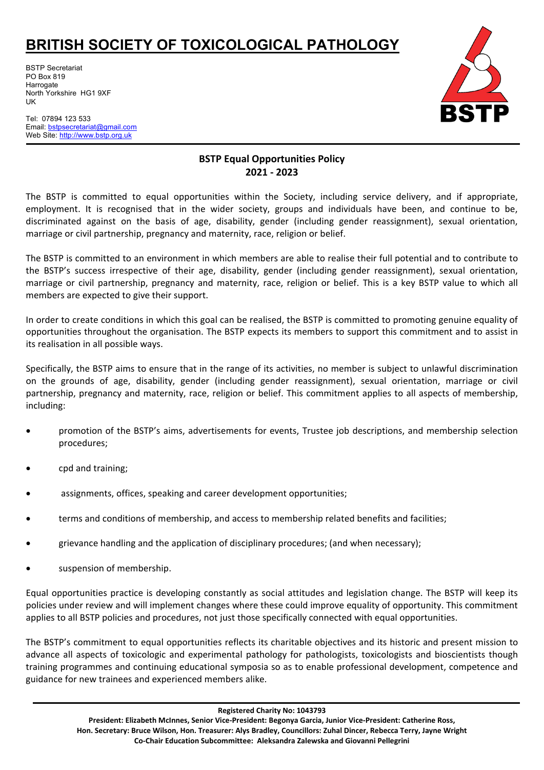# BRITISH SOCIETY OF TOXICOLOGICAL PATHOLOGY

BSTP Secretariat
PO Box 819
Harrogate
North Yorkshire HG1 9XF
UK

Tel: 07894 123 533
Email: bstpsecretariat@gmail.com
Web Site: http://www.bstp.org.uk

## BSTP Equal Opportunities Policy
## 2021 - 2023

The BSTP is committed to equal opportunities within the Society, including service delivery, and if appropriate, employment. It is recognised that in the wider society, groups and individuals have been, and continue to be, discriminated against on the basis of age, disability, gender (including gender reassignment), sexual orientation, marriage or civil partnership, pregnancy and maternity, race, religion or belief.

The BSTP is committed to an environment in which members are able to realise their full potential and to contribute to the BSTP's success irrespective of their age, disability, gender (including gender reassignment), sexual orientation, marriage or civil partnership, pregnancy and maternity, race, religion or belief. This is a key BSTP value to which all members are expected to give their support.

In order to create conditions in which this goal can be realised, the BSTP is committed to promoting genuine equality of opportunities throughout the organisation. The BSTP expects its members to support this commitment and to assist in its realisation in all possible ways.

Specifically, the BSTP aims to ensure that in the range of its activities, no member is subject to unlawful discrimination on the grounds of age, disability, gender (including gender reassignment), sexual orientation, marriage or civil partnership, pregnancy and maternity, race, religion or belief. This commitment applies to all aspects of membership, including:

- promotion of the BSTP's aims, advertisements for events, Trustee job descriptions, and membership selection procedures;
- cpd and training;
- assignments, offices, speaking and career development opportunities;
- terms and conditions of membership, and access to membership related benefits and facilities;
- grievance handling and the application of disciplinary procedures; (and when necessary);
- suspension of membership.

Equal opportunities practice is developing constantly as social attitudes and legislation change. The BSTP will keep its policies under review and will implement changes where these could improve equality of opportunity. This commitment applies to all BSTP policies and procedures, not just those specifically connected with equal opportunities.

The BSTP's commitment to equal opportunities reflects its charitable objectives and its historic and present mission to advance all aspects of toxicologic and experimental pathology for pathologists, toxicologists and bioscientists though training programmes and continuing educational symposia so as to enable professional development, competence and guidance for new trainees and experienced members alike.

**Registered Charity No: 1043793**
**President: Elizabeth McInnes, Senior Vice-President: Begonya Garcia, Junior Vice-President: Catherine Ross, Hon. Secretary: Bruce Wilson, Hon. Treasurer: Alys Bradley, Councillors: Zuhal Dincer, Rebecca Terry, Jayne Wright**
**Co-Chair Education Subcommittee: Aleksandra Zalewska and Giovanni Pellegrini**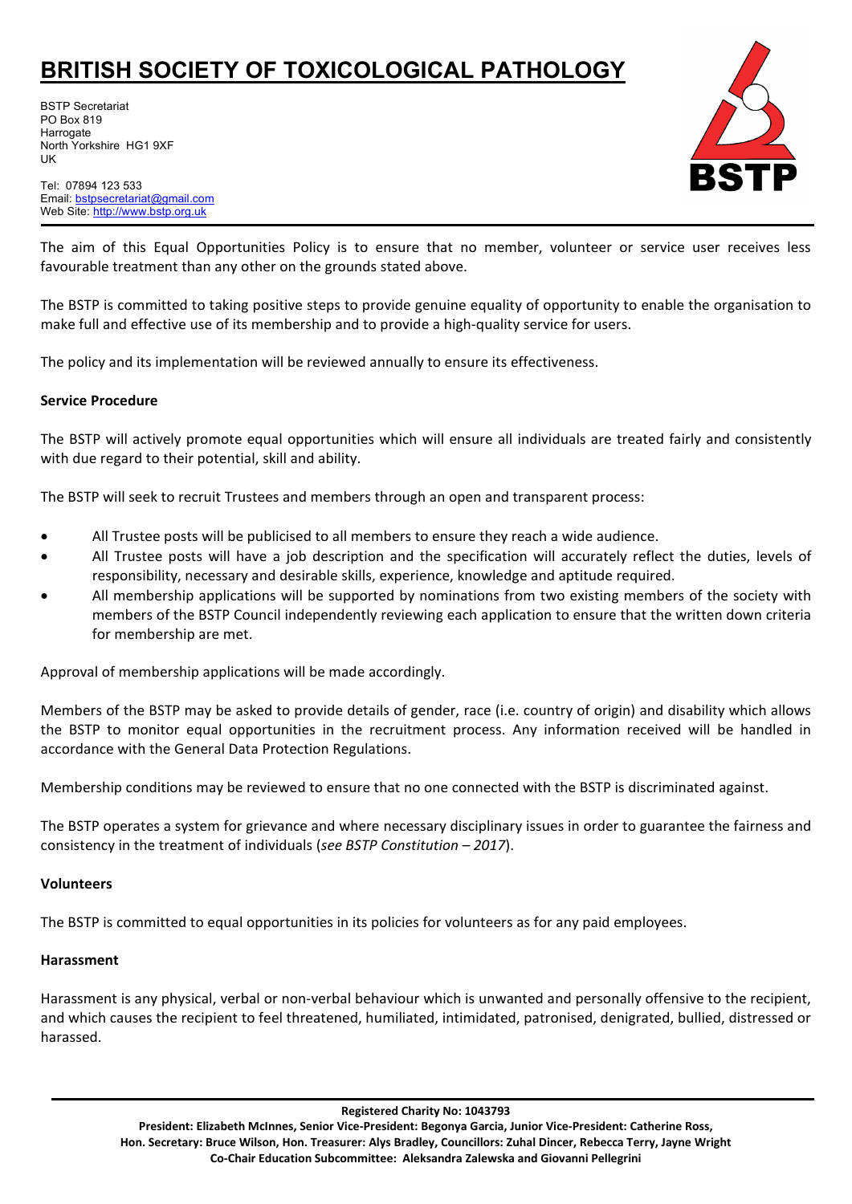The aim of this Equal Opportunities Policy is to ensure that no member, volunteer or service user receives less favourable treatment than any other on the grounds stated above.

The BSTP is committed to taking positive steps to provide genuine equality of opportunity to enable the organisation to make full and effective use of its membership and to provide a high-quality service for users.

The policy and its implementation will be reviewed annually to ensure its effectiveness.

**Service Procedure**

The BSTP will actively promote equal opportunities which will ensure all individuals are treated fairly and consistently with due regard to their potential, skill and ability.

The BSTP will seek to recruit Trustees and members through an open and transparent process:

- All Trustee posts will be publicised to all members to ensure they reach a wide audience.
- All Trustee posts will have a job description and the specification will accurately reflect the duties, levels of responsibility, necessary and desirable skills, experience, knowledge and aptitude required.
- All membership applications will be supported by nominations from two existing members of the society with members of the BSTP Council independently reviewing each application to ensure that the written down criteria for membership are met.

Approval of membership applications will be made accordingly.

Members of the BSTP may be asked to provide details of gender, race (i.e. country of origin) and disability which allows the BSTP to monitor equal opportunities in the recruitment process. Any information received will be handled in accordance with the General Data Protection Regulations.

Membership conditions may be reviewed to ensure that no one connected with the BSTP is discriminated against.

The BSTP operates a system for grievance and where necessary disciplinary issues in order to guarantee the fairness and consistency in the treatment of individuals (*see BSTP Constitution – 2017*).

**Volunteers**

The BSTP is committed to equal opportunities in its policies for volunteers as for any paid employees.

**Harassment**

Harassment is any physical, verbal or non-verbal behaviour which is unwanted and personally offensive to the recipient, and which causes the recipient to feel threatened, humiliated, intimidated, patronised, denigrated, bullied, distressed or harassed.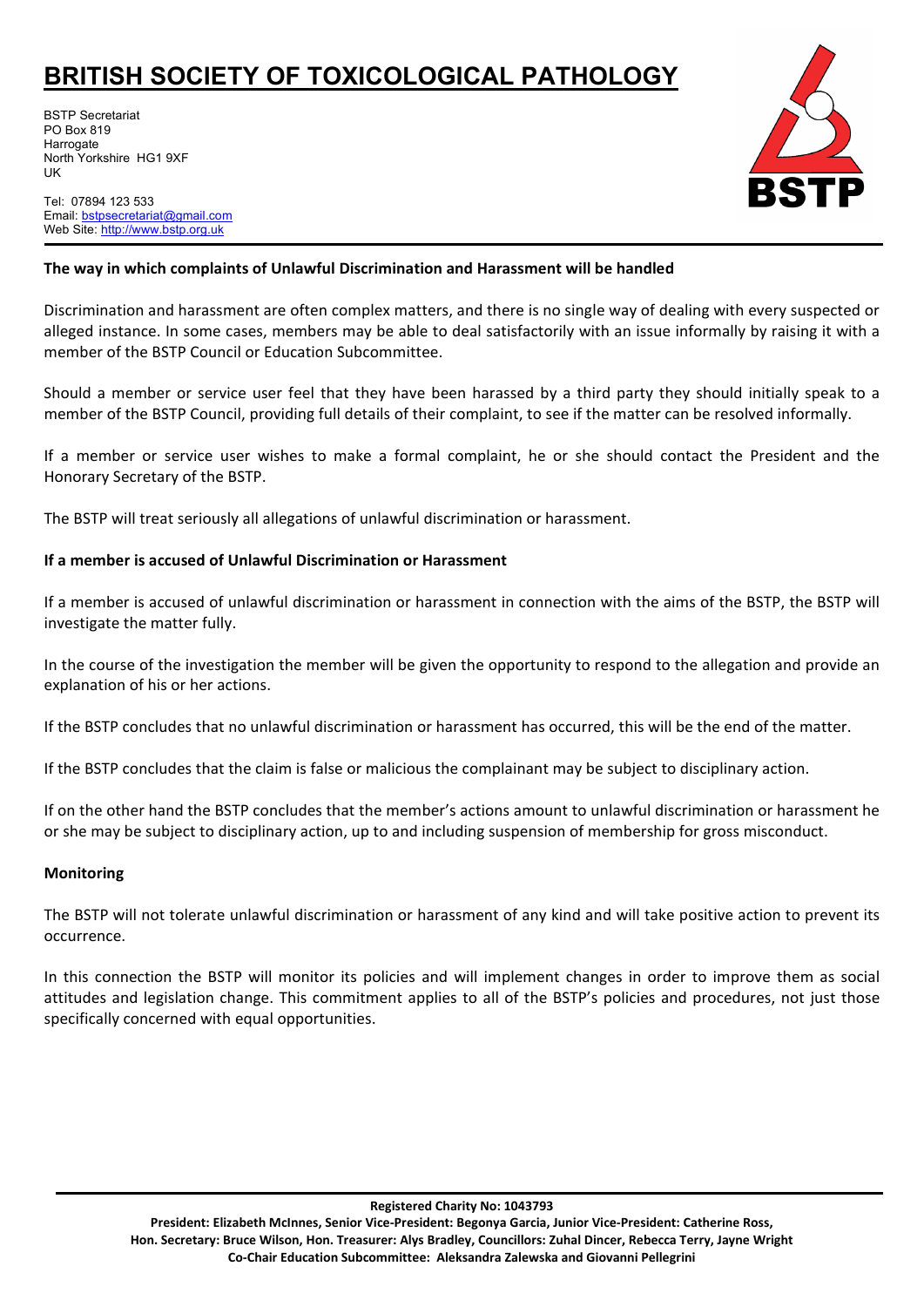# BRITISH SOCIETY OF TOXICOLOGICAL PATHOLOGY

BSTP Secretariat
PO Box 819
Harrogate
North Yorkshire HG1 9XF
UK

Tel: 07894 123 533
Email: bstpsecretariat@gmail.com
Web Site: http://www.bstp.org.uk

**The way in which complaints of Unlawful Discrimination and Harassment will be handled**

Discrimination and harassment are often complex matters, and there is no single way of dealing with every suspected or alleged instance. In some cases, members may be able to deal satisfactorily with an issue informally by raising it with a member of the BSTP Council or Education Subcommittee.

Should a member or service user feel that they have been harassed by a third party they should initially speak to a member of the BSTP Council, providing full details of their complaint, to see if the matter can be resolved informally.

If a member or service user wishes to make a formal complaint, he or she should contact the President and the Honorary Secretary of the BSTP.

The BSTP will treat seriously all allegations of unlawful discrimination or harassment.

**If a member is accused of Unlawful Discrimination or Harassment**

If a member is accused of unlawful discrimination or harassment in connection with the aims of the BSTP, the BSTP will investigate the matter fully.

In the course of the investigation the member will be given the opportunity to respond to the allegation and provide an explanation of his or her actions.

If the BSTP concludes that no unlawful discrimination or harassment has occurred, this will be the end of the matter.

If the BSTP concludes that the claim is false or malicious the complainant may be subject to disciplinary action.

If on the other hand the BSTP concludes that the member's actions amount to unlawful discrimination or harassment he or she may be subject to disciplinary action, up to and including suspension of membership for gross misconduct.

**Monitoring**

The BSTP will not tolerate unlawful discrimination or harassment of any kind and will take positive action to prevent its occurrence.

In this connection the BSTP will monitor its policies and will implement changes in order to improve them as social attitudes and legislation change. This commitment applies to all of the BSTP's policies and procedures, not just those specifically concerned with equal opportunities.

**Registered Charity No: 1043793**
**President: Elizabeth McInnes, Senior Vice-President: Begonya Garcia, Junior Vice-President: Catherine Ross, Hon. Secretary: Bruce Wilson, Hon. Treasurer: Alys Bradley, Councillors: Zuhal Dincer, Rebecca Terry, Jayne Wright**
**Co-Chair Education Subcommittee: Aleksandra Zalewska and Giovanni Pellegrini**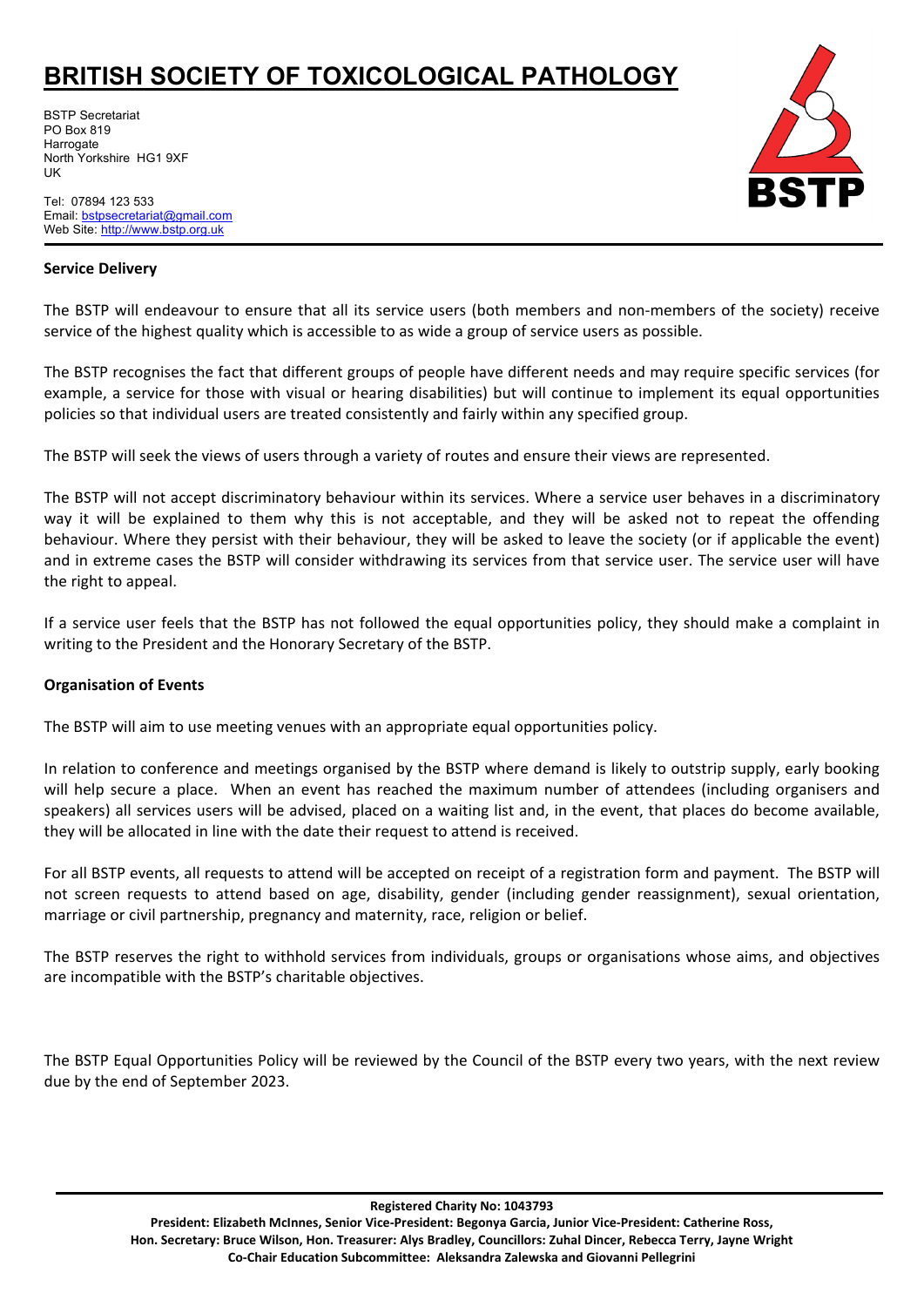# BRITISH SOCIETY OF TOXICOLOGICAL PATHOLOGY

BSTP Secretariat
PO Box 819
Harrogate
North Yorkshire HG1 9XF
UK

Tel: 07894 123 533
Email: bstpsecretariat@gmail.com
Web Site: http://www.bstp.org.uk

**Service Delivery**

The BSTP will endeavour to ensure that all its service users (both members and non-members of the society) receive service of the highest quality which is accessible to as wide a group of service users as possible.

The BSTP recognises the fact that different groups of people have different needs and may require specific services (for example, a service for those with visual or hearing disabilities) but will continue to implement its equal opportunities policies so that individual users are treated consistently and fairly within any specified group.

The BSTP will seek the views of users through a variety of routes and ensure their views are represented.

The BSTP will not accept discriminatory behaviour within its services. Where a service user behaves in a discriminatory way it will be explained to them why this is not acceptable, and they will be asked not to repeat the offending behaviour. Where they persist with their behaviour, they will be asked to leave the society (or if applicable the event) and in extreme cases the BSTP will consider withdrawing its services from that service user. The service user will have the right to appeal.

If a service user feels that the BSTP has not followed the equal opportunities policy, they should make a complaint in writing to the President and the Honorary Secretary of the BSTP.

**Organisation of Events**

The BSTP will aim to use meeting venues with an appropriate equal opportunities policy.

In relation to conference and meetings organised by the BSTP where demand is likely to outstrip supply, early booking will help secure a place. When an event has reached the maximum number of attendees (including organisers and speakers) all services users will be advised, placed on a waiting list and, in the event, that places do become available, they will be allocated in line with the date their request to attend is received.

For all BSTP events, all requests to attend will be accepted on receipt of a registration form and payment. The BSTP will not screen requests to attend based on age, disability, gender (including gender reassignment), sexual orientation, marriage or civil partnership, pregnancy and maternity, race, religion or belief.

The BSTP reserves the right to withhold services from individuals, groups or organisations whose aims, and objectives are incompatible with the BSTP's charitable objectives.

The BSTP Equal Opportunities Policy will be reviewed by the Council of the BSTP every two years, with the next review due by the end of September 2023.

**Registered Charity No: 1043793**
**President: Elizabeth McInnes, Senior Vice-President: Begonya Garcia, Junior Vice-President: Catherine Ross, Hon. Secretary: Bruce Wilson, Hon. Treasurer: Alys Bradley, Councillors: Zuhal Dincer, Rebecca Terry, Jayne Wright**
**Co-Chair Education Subcommittee: Aleksandra Zalewska and Giovanni Pellegrini**